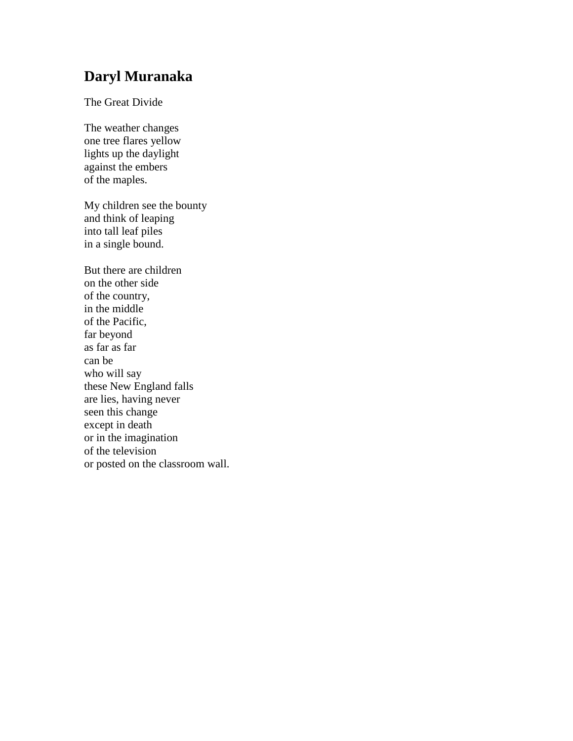## Daryl Muranaka

The Great Divide

The weather changes  
one tree flares yellow  
lights up the daylight  
against the embers  
of the maples.

My children see the bounty  
and think of leaping  
into tall leaf piles  
in a single bound.

But there are children  
on the other side  
of the country,  
in the middle  
of the Pacific,  
far beyond  
as far as far  
can be  
who will say  
these New England falls  
are lies, having never  
seen this change  
except in death  
or in the imagination  
of the television  
or posted on the classroom wall.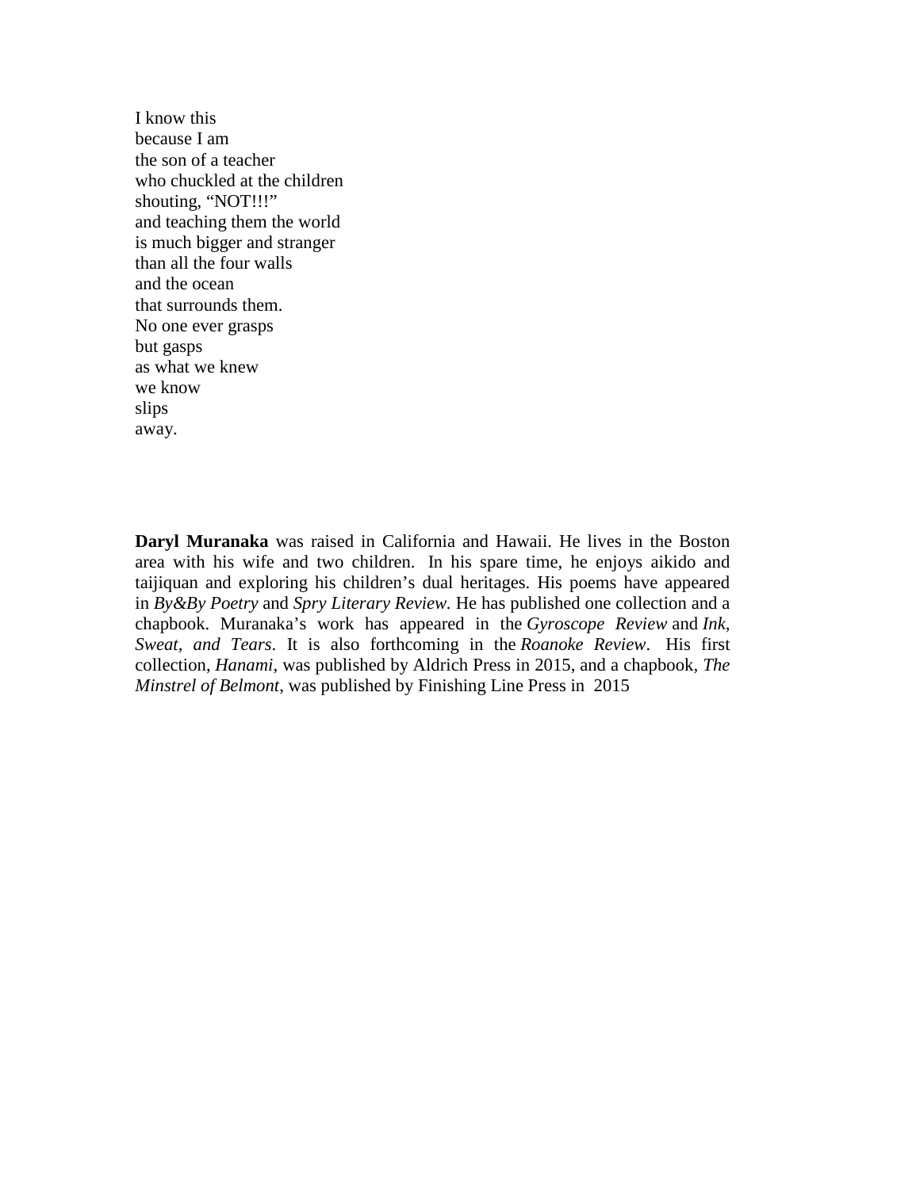I know this  
because I am  
the son of a teacher  
who chuckled at the children  
shouting, "NOT!!!"  
and teaching them the world  
is much bigger and stranger  
than all the four walls  
and the ocean  
that surrounds them.  
No one ever grasps  
but gasps  
as what we knew  
we know  
slips  
away.

**Daryl Muranaka** was raised in California and Hawaii. He lives in the Boston area with his wife and two children. In his spare time, he enjoys aikido and taijiquan and exploring his children's dual heritages. His poems have appeared in *By&By Poetry* and *Spry Literary Review*. He has published one collection and a chapbook. Muranaka's work has appeared in the *Gyroscope Review* and *Ink, Sweat, and Tears*. It is also forthcoming in the *Roanoke Review*. His first collection, *Hanami*, was published by Aldrich Press in 2015, and a chapbook, *The Minstrel of Belmont*, was published by Finishing Line Press in 2015